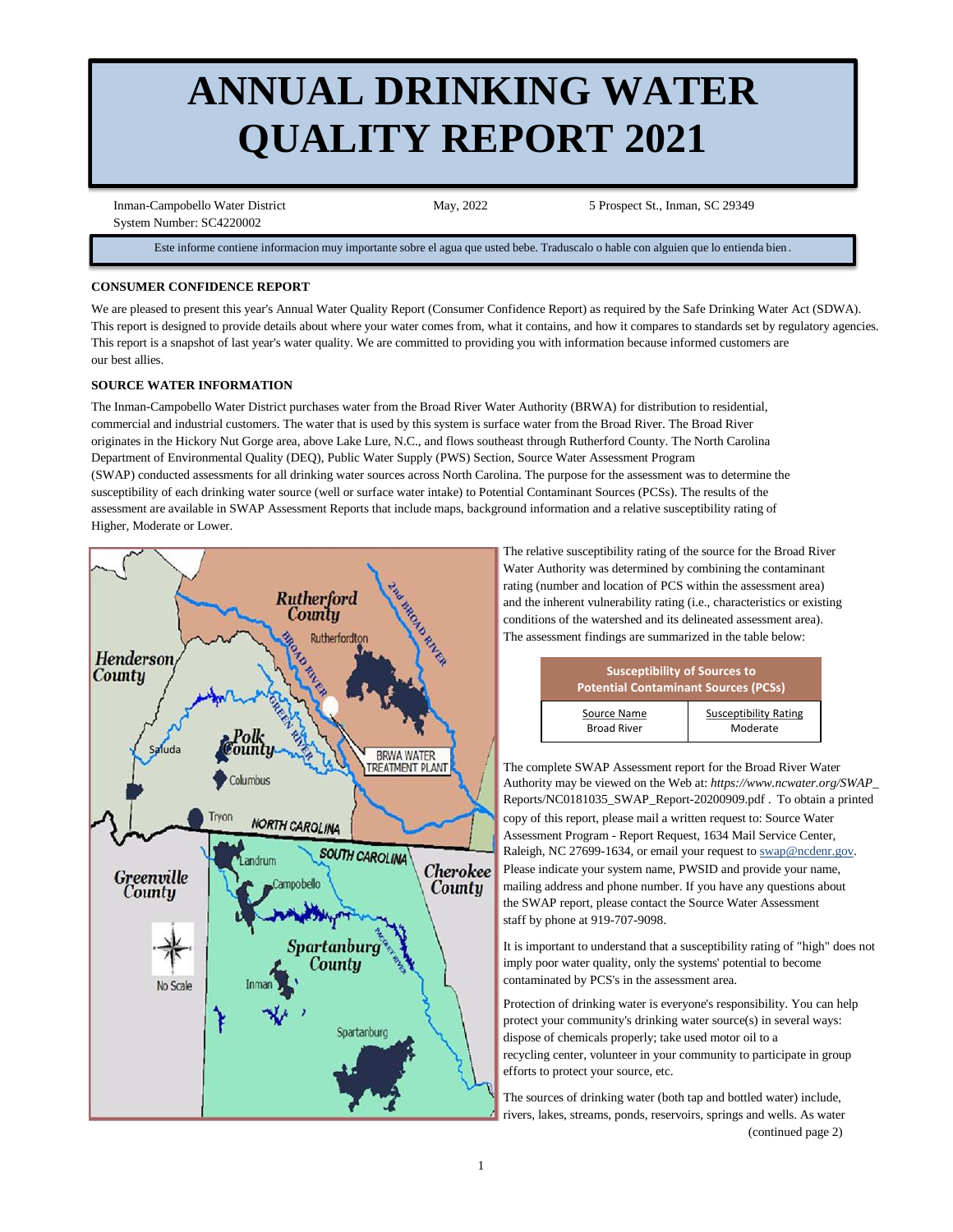# ANNUAL DRINKING WATER QUALITY REPORT 2021

Inman-Campobello Water District
System Number: SC4220002

May, 2022

5 Prospect St., Inman, SC 29349

Este informe contiene informacion muy importante sobre el agua que usted bebe. Traduscalo o hable con alguien que lo entienda bien.

### CONSUMER CONFIDENCE REPORT

We are pleased to present this year's Annual Water Quality Report (Consumer Confidence Report) as required by the Safe Drinking Water Act (SDWA). This report is designed to provide details about where your water comes from, what it contains, and how it compares to standards set by regulatory agencies. This report is a snapshot of last year's water quality. We are committed to providing you with information because informed customers are our best allies.

### SOURCE WATER INFORMATION

The Inman-Campobello Water District purchases water from the Broad River Water Authority (BRWA) for distribution to residential, commercial and industrial customers. The water that is used by this system is surface water from the Broad River. The Broad River originates in the Hickory Nut Gorge area, above Lake Lure, N.C., and flows southeast through Rutherford County. The North Carolina Department of Environmental Quality (DEQ), Public Water Supply (PWS) Section, Source Water Assessment Program (SWAP) conducted assessments for all drinking water sources across North Carolina. The purpose for the assessment was to determine the susceptibility of each drinking water source (well or surface water intake) to Potential Contaminant Sources (PCSs). The results of the assessment are available in SWAP Assessment Reports that include maps, background information and a relative susceptibility rating of Higher, Moderate or Lower.

The relative susceptibility rating of the source for the Broad River Water Authority was determined by combining the contaminant rating (number and location of PCS within the assessment area) and the inherent vulnerability rating (i.e., characteristics or existing conditions of the watershed and its delineated assessment area). The assessment findings are summarized in the table below:

| Susceptibility of Sources to Potential Contaminant Sources (PCSs) | |
|---|---|
| Source Name | Susceptibility Rating |
| Broad River | Moderate |

The complete SWAP Assessment report for the Broad River Water Authority may be viewed on the Web at: *https://www.ncwater.org/SWAP_Reports/NC0181035_SWAP_Report-20200909.pdf* . To obtain a printed copy of this report, please mail a written request to: Source Water Assessment Program - Report Request, 1634 Mail Service Center, Raleigh, NC 27699-1634, or email your request to swap@ncdenr.gov. Please indicate your system name, PWSID and provide your name, mailing address and phone number. If you have any questions about the SWAP report, please contact the Source Water Assessment staff by phone at 919-707-9098.

It is important to understand that a susceptibility rating of "high" does not imply poor water quality, only the systems' potential to become contaminated by PCS's in the assessment area.

Protection of drinking water is everyone's responsibility. You can help protect your community's drinking water source(s) in several ways: dispose of chemicals properly; take used motor oil to a recycling center, volunteer in your community to participate in group efforts to protect your source, etc.

The sources of drinking water (both tap and bottled water) include, rivers, lakes, streams, ponds, reservoirs, springs and wells. As water

(continued page 2)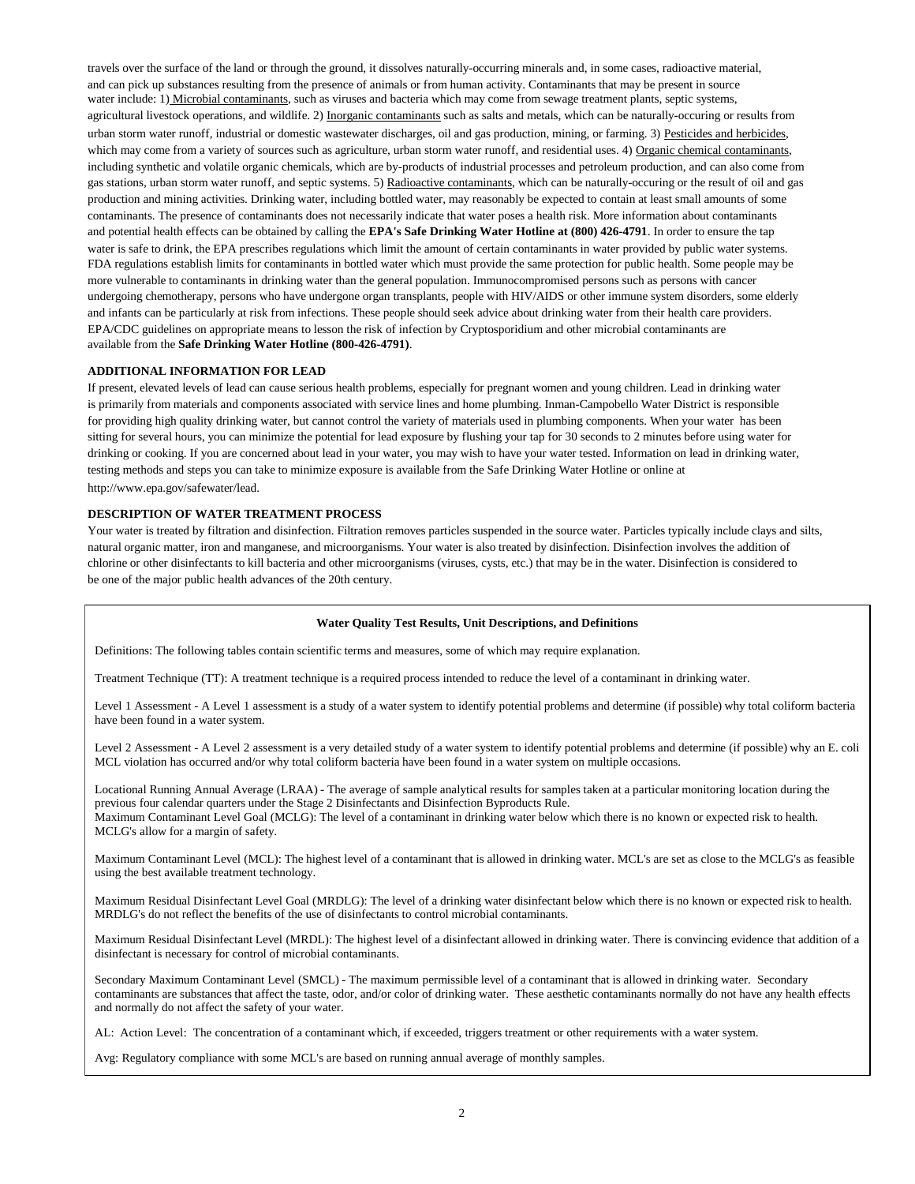travels over the surface of the land or through the ground, it dissolves naturally-occurring minerals and, in some cases, radioactive material, and can pick up substances resulting from the presence of animals or from human activity. Contaminants that may be present in source water include: 1) Microbial contaminants, such as viruses and bacteria which may come from sewage treatment plants, septic systems, agricultural livestock operations, and wildlife. 2) Inorganic contaminants such as salts and metals, which can be naturally-occuring or results from urban storm water runoff, industrial or domestic wastewater discharges, oil and gas production, mining, or farming. 3) Pesticides and herbicides, which may come from a variety of sources such as agriculture, urban storm water runoff, and residential uses. 4) Organic chemical contaminants, including synthetic and volatile organic chemicals, which are by-products of industrial processes and petroleum production, and can also come from gas stations, urban storm water runoff, and septic systems. 5) Radioactive contaminants, which can be naturally-occuring or the result of oil and gas production and mining activities. Drinking water, including bottled water, may reasonably be expected to contain at least small amounts of some contaminants. The presence of contaminants does not necessarily indicate that water poses a health risk. More information about contaminants and potential health effects can be obtained by calling the **EPA's Safe Drinking Water Hotline at (800) 426-4791**. In order to ensure the tap water is safe to drink, the EPA prescribes regulations which limit the amount of certain contaminants in water provided by public water systems. FDA regulations establish limits for contaminants in bottled water which must provide the same protection for public health. Some people may be more vulnerable to contaminants in drinking water than the general population. Immunocompromised persons such as persons with cancer undergoing chemotherapy, persons who have undergone organ transplants, people with HIV/AIDS or other immune system disorders, some elderly and infants can be particularly at risk from infections. These people should seek advice about drinking water from their health care providers. EPA/CDC guidelines on appropriate means to lesson the risk of infection by Cryptosporidium and other microbial contaminants are available from the **Safe Drinking Water Hotline (800-426-4791)**.

**ADDITIONAL INFORMATION FOR LEAD**

If present, elevated levels of lead can cause serious health problems, especially for pregnant women and young children. Lead in drinking water is primarily from materials and components associated with service lines and home plumbing. Inman-Campobello Water District is responsible for providing high quality drinking water, but cannot control the variety of materials used in plumbing components. When your water has been sitting for several hours, you can minimize the potential for lead exposure by flushing your tap for 30 seconds to 2 minutes before using water for drinking or cooking. If you are concerned about lead in your water, you may wish to have your water tested. Information on lead in drinking water, testing methods and steps you can take to minimize exposure is available from the Safe Drinking Water Hotline or online at http://www.epa.gov/safewater/lead.

**DESCRIPTION OF WATER TREATMENT PROCESS**

Your water is treated by filtration and disinfection. Filtration removes particles suspended in the source water. Particles typically include clays and silts, natural organic matter, iron and manganese, and microorganisms. Your water is also treated by disinfection. Disinfection involves the addition of chlorine or other disinfectants to kill bacteria and other microorganisms (viruses, cysts, etc.) that may be in the water. Disinfection is considered to be one of the major public health advances of the 20th century.

**Water Quality Test Results, Unit Descriptions, and Definitions**

Definitions: The following tables contain scientific terms and measures, some of which may require explanation.

Treatment Technique (TT): A treatment technique is a required process intended to reduce the level of a contaminant in drinking water.

Level 1 Assessment - A Level 1 assessment is a study of a water system to identify potential problems and determine (if possible) why total coliform bacteria have been found in a water system.

Level 2 Assessment - A Level 2 assessment is a very detailed study of a water system to identify potential problems and determine (if possible) why an E. coli MCL violation has occurred and/or why total coliform bacteria have been found in a water system on multiple occasions.

Locational Running Annual Average (LRAA) - The average of sample analytical results for samples taken at a particular monitoring location during the previous four calendar quarters under the Stage 2 Disinfectants and Disinfection Byproducts Rule.
Maximum Contaminant Level Goal (MCLG): The level of a contaminant in drinking water below which there is no known or expected risk to health. MCLG's allow for a margin of safety.

Maximum Contaminant Level (MCL): The highest level of a contaminant that is allowed in drinking water. MCL's are set as close to the MCLG's as feasible using the best available treatment technology.

Maximum Residual Disinfectant Level Goal (MRDLG): The level of a drinking water disinfectant below which there is no known or expected risk to health. MRDLG's do not reflect the benefits of the use of disinfectants to control microbial contaminants.

Maximum Residual Disinfectant Level (MRDL): The highest level of a disinfectant allowed in drinking water. There is convincing evidence that addition of a disinfectant is necessary for control of microbial contaminants.

Secondary Maximum Contaminant Level (SMCL) - The maximum permissible level of a contaminant that is allowed in drinking water. Secondary contaminants are substances that affect the taste, odor, and/or color of drinking water. These aesthetic contaminants normally do not have any health effects and normally do not affect the safety of your water.

AL: Action Level: The concentration of a contaminant which, if exceeded, triggers treatment or other requirements with a water system.

Avg: Regulatory compliance with some MCL's are based on running annual average of monthly samples.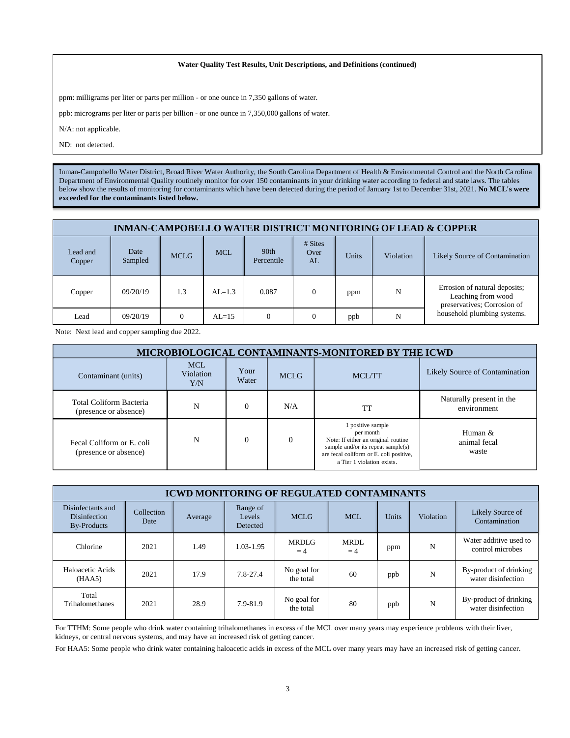**Water Quality Test Results, Unit Descriptions, and Definitions (continued)**

ppm: milligrams per liter or parts per million - or one ounce in 7,350 gallons of water.

ppb: micrograms per liter or parts per billion - or one ounce in 7,350,000 gallons of water.

N/A: not applicable.

ND: not detected.

Inman-Campobello Water District, Broad River Water Authority, the South Carolina Department of Health & Environmental Control and the North Carolina Department of Environmental Quality routinely monitor for over 150 contaminants in your drinking water according to federal and state laws. The tables below show the results of monitoring for contaminants which have been detected during the period of January 1st to December 31st, 2021. **No MCL's were exceeded for the contaminants listed below.**

## INMAN-CAMPOBELLO WATER DISTRICT MONITORING OF LEAD & COPPER

| Lead and Copper | Date Sampled | MCLG | MCL | 90th Percentile | # Sites Over AL | Units | Violation | Likely Source of Contamination |
|---|---|---|---|---|---|---|---|---|
| Copper | 09/20/19 | 1.3 | AL=1.3 | 0.087 | 0 | ppm | N | Errosion of natural deposits; Leaching from wood preservatives; Corrosion of household plumbing systems. |
| Lead | 09/20/19 | 0 | AL=15 | 0 | 0 | ppb | N | |

Note: Next lead and copper sampling due 2022.

## MICROBIOLOGICAL CONTAMINANTS-MONITORED BY THE ICWD

| Contaminant (units) | MCL Violation Y/N | Your Water | MCLG | MCL/TT | Likely Source of Contamination |
|---|---|---|---|---|---|
| Total Coliform Bacteria (presence or absence) | N | 0 | N/A | TT | Naturally present in the environment |
| Fecal Coliform or E. coli (presence or absence) | N | 0 | 0 | 1 positive sample per month Note: If either an original routine sample and/or its repeat sample(s) are fecal coliform or E. coli positive, a Tier 1 violation exists. | Human & animal fecal waste |

## ICWD MONITORING OF REGULATED CONTAMINANTS

| Disinfectants and Disinfection By-Products | Collection Date | Average | Range of Levels Detected | MCLG | MCL | Units | Violation | Likely Source of Contamination |
|---|---|---|---|---|---|---|---|---|
| Chlorine | 2021 | 1.49 | 1.03-1.95 | MRDLG = 4 | MRDL = 4 | ppm | N | Water additive used to control microbes |
| Haloacetic Acids (HAA5) | 2021 | 17.9 | 7.8-27.4 | No goal for the total | 60 | ppb | N | By-product of drinking water disinfection |
| Total Trihalomethanes | 2021 | 28.9 | 7.9-81.9 | No goal for the total | 80 | ppb | N | By-product of drinking water disinfection |

For TTHM: Some people who drink water containing trihalomethanes in excess of the MCL over many years may experience problems with their liver, kidneys, or central nervous systems, and may have an increased risk of getting cancer.

For HAA5: Some people who drink water containing haloacetic acids in excess of the MCL over many years may have an increased risk of getting cancer.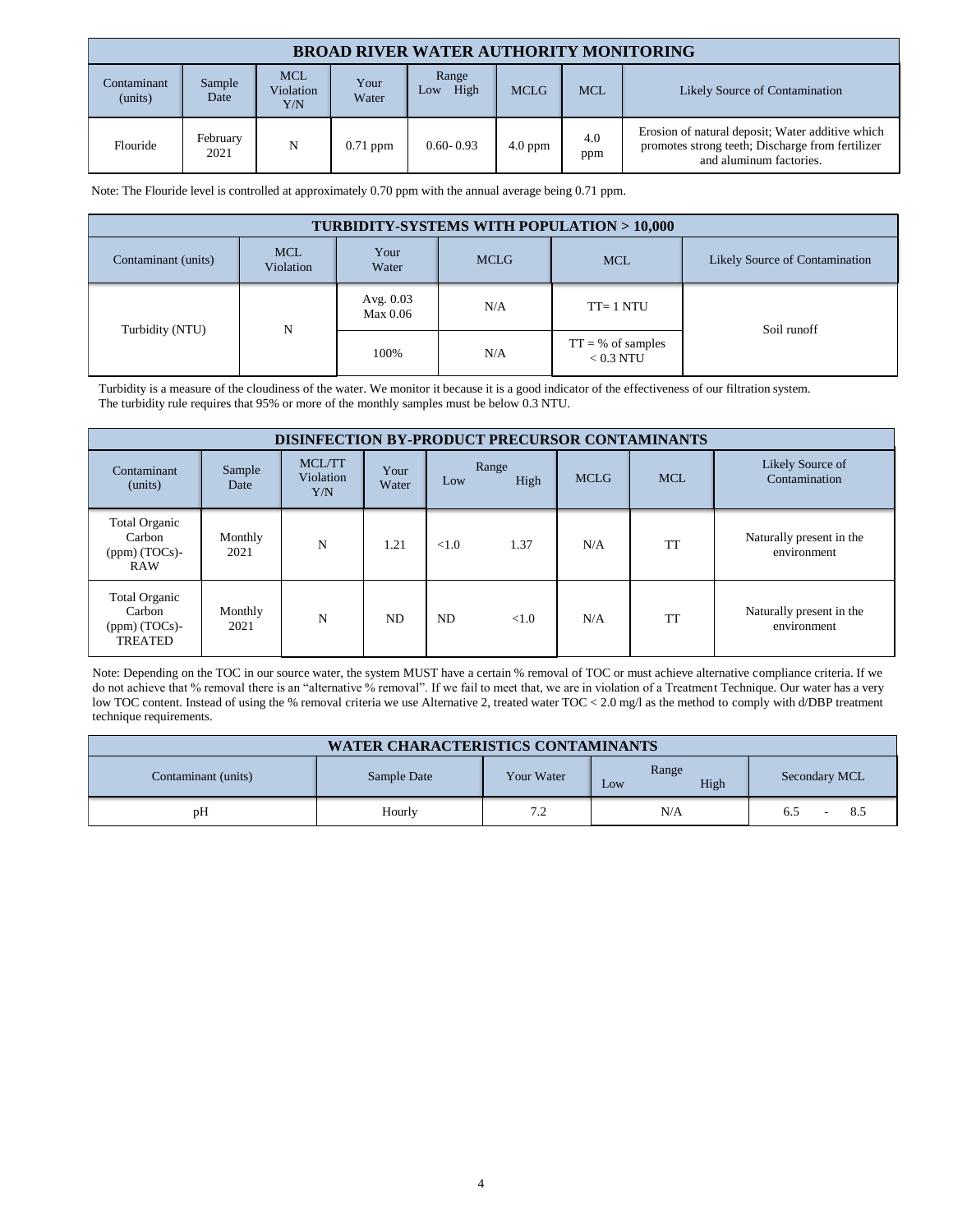| BROAD RIVER WATER AUTHORITY MONITORING | | | | | | | |
|---|---|---|---|---|---|---|---|
| Contaminant (units) | Sample Date | MCL Violation Y/N | Your Water | Range Low High | MCLG | MCL | Likely Source of Contamination |
| Flouride | February 2021 | N | 0.71 ppm | 0.60- 0.93 | 4.0 ppm | 4.0 ppm | Erosion of natural deposit; Water additive which promotes strong teeth; Discharge from fertilizer and aluminum factories. |

Note: The Flouride level is controlled at approximately 0.70 ppm with the annual average being 0.71 ppm.

| TURBIDITY-SYSTEMS WITH POPULATION > 10,000 | | | | | |
|---|---|---|---|---|---|
| Contaminant (units) | MCL Violation | Your Water | MCLG | MCL | Likely Source of Contamination |
| Turbidity (NTU) | N | Avg. 0.03 Max 0.06 | N/A | TT= 1 NTU | Soil runoff |
| | | 100% | N/A | TT = % of samples < 0.3 NTU | |

Turbidity is a measure of the cloudiness of the water. We monitor it because it is a good indicator of the effectiveness of our filtration system. The turbidity rule requires that 95% or more of the monthly samples must be below 0.3 NTU.

| DISINFECTION BY-PRODUCT PRECURSOR CONTAMINANTS | | | | | | | | |
|---|---|---|---|---|---|---|---|---|
| Contaminant (units) | Sample Date | MCL/TT Violation Y/N | Your Water | Range Low | Range High | MCLG | MCL | Likely Source of Contamination |
| Total Organic Carbon (ppm) (TOCs)-RAW | Monthly 2021 | N | 1.21 | <1.0 | 1.37 | N/A | TT | Naturally present in the environment |
| Total Organic Carbon (ppm) (TOCs)-TREATED | Monthly 2021 | N | ND | ND | <1.0 | N/A | TT | Naturally present in the environment |

Note: Depending on the TOC in our source water, the system MUST have a certain % removal of TOC or must achieve alternative compliance criteria. If we do not achieve that % removal there is an "alternative % removal". If we fail to meet that, we are in violation of a Treatment Technique. Our water has a very low TOC content. Instead of using the % removal criteria we use Alternative 2, treated water TOC < 2.0 mg/l as the method to comply with d/DBP treatment technique requirements.

| WATER CHARACTERISTICS CONTAMINANTS | | | | |
|---|---|---|---|---|
| Contaminant (units) | Sample Date | Your Water | Range Low High | Secondary MCL |
| pH | Hourly | 7.2 | N/A | 6.5 - 8.5 |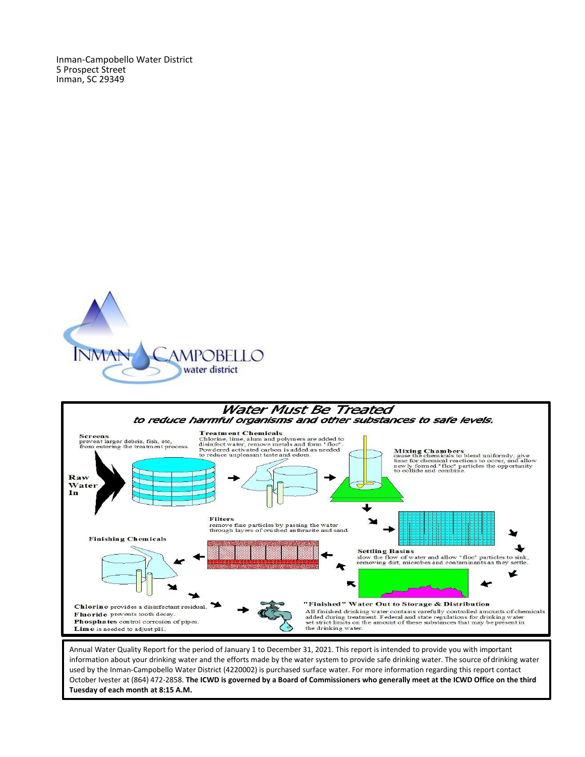Inman-Campobello Water District
5 Prospect Street
Inman, SC 29349

INMAN CAMPOBELLO
water district

## *Water Must Be Treated*

*to reduce harmful organisms and other substances to safe levels.*

**Screens**
prevent larger debris, fish, etc, from entering the treatment process.

**Raw Water In**

**Treatment Chemicals**
Chlorine, lime, alum and polymers are added to disinfect water, remove metals and form "floc". Powdered activated carbon is added as needed to reduce unpleasant taste and odors.

**Mixing Chambers**
cause the chemicals to blend uniformly, give time for chemical reactions to occur, and allow newly formed "floc" particles the opportunity to collide and combine.

**Filters**
remove fine particles by passing the water through layers of crushed anthracite and sand.

**Settling Basins**
slow the flow of water and allow "floc" particles to sink, removing dirt, microbes and contaminants as they settle.

**Finishing Chemicals**

**Chlorine** provides a disinfectant residual.
**Fluoride** prevents tooth decay.
**Phosphates** control corrosion of pipes.
**Lime** is needed to adjust pH.

**"Finished" Water Out to Storage & Distribution**
All finished drinking water contains carefully controlled amounts of chemicals added during treatment. Federal and state regulations for drinking water set strict limits on the amount of these substances that may be present in the drinking water.

Annual Water Quality Report for the period of January 1 to December 31, 2021. This report is intended to provide you with important information about your drinking water and the efforts made by the water system to provide safe drinking water. The source of drinking water used by the Inman-Campobello Water District (4220002) is purchased surface water. For more information regarding this report contact October Ivester at (864) 472-2858. **The ICWD is governed by a Board of Commissioners who generally meet at the ICWD Office on the third Tuesday of each month at 8:15 A.M.**